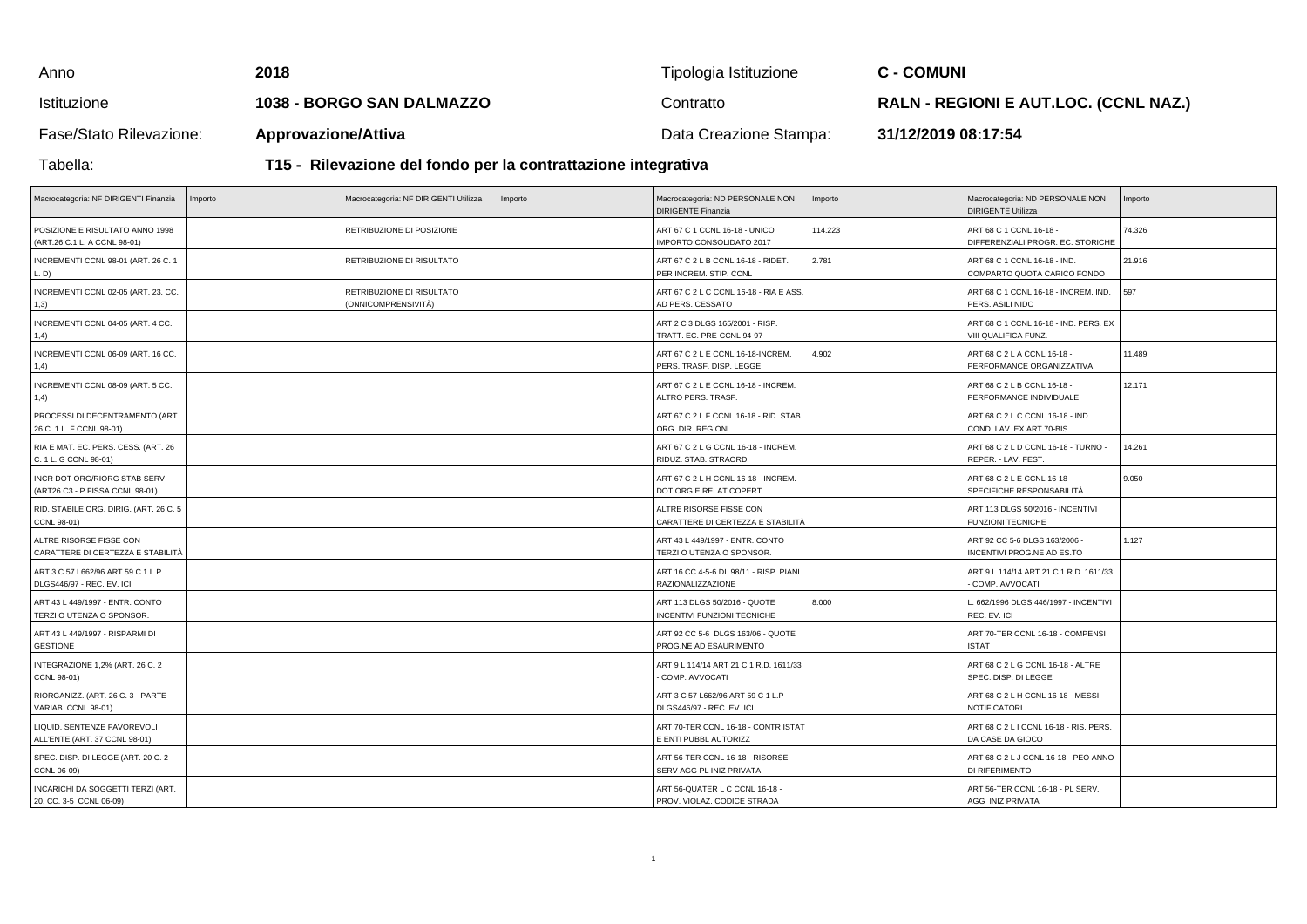| Anno | 2018 | Tipologia Istituzione | C - COMUNI |
|---|---|---|---|
| Istituzione | 1038 - BORGO SAN DALMAZZO | Contratto | RALN - REGIONI E AUT.LOC. (CCNL NAZ.) |
| Fase/Stato Rilevazione: | Approvazione/Attiva | Data Creazione Stampa: | 31/12/2019 08:17:54 |

Tabella: **T15 - Rilevazione del fondo per la contrattazione integrativa**

| Macrocategoria: NF DIRIGENTI Finanzia | Importo | Macrocategoria: NF DIRIGENTI Utilizza | Importo | Macrocategoria: ND PERSONALE NON DIRIGENTE Finanzia | Importo | Macrocategoria: ND PERSONALE NON DIRIGENTE Utilizza | Importo |
|---|---|---|---|---|---|---|---|
| POSIZIONE E RISULTATO ANNO 1998 (ART.26 C.1 L. A CCNL 98-01) | | RETRIBUZIONE DI POSIZIONE | | ART 67 C 1 CCNL 16-18 - UNICO IMPORTO CONSOLIDATO 2017 | 114.223 | ART 68 C 1 CCNL 16-18 - DIFFERENZIALI PROGR. EC. STORICHE | 74.326 |
| INCREMENTI CCNL 98-01 (ART. 26 C. 1 L. D) | | RETRIBUZIONE DI RISULTATO | | ART 67 C 2 L B CCNL 16-18 - RIDET. PER INCREM. STIP. CCNL | 2.781 | ART 68 C 1 CCNL 16-18 - IND. COMPARTO QUOTA CARICO FONDO | 21.916 |
| INCREMENTI CCNL 02-05 (ART. 23. CC. 1,3) | | RETRIBUZIONE DI RISULTATO (ONNICOMPRENSIVITÀ) | | ART 67 C 2 L C CCNL 16-18 - RIA E ASS. AD PERS. CESSATO | | ART 68 C 1 CCNL 16-18 - INCREM. IND. PERS. ASILI NIDO | 597 |
| INCREMENTI CCNL 04-05 (ART. 4 CC. 1,4) | | | | ART 2 C 3 DLGS 165/2001 - RISP. TRATT. EC. PRE-CCNL 94-97 | | ART 68 C 1 CCNL 16-18 - IND. PERS. EX VIII QUALIFICA FUNZ. | |
| INCREMENTI CCNL 06-09 (ART. 16 CC. 1,4) | | | | ART 67 C 2 L E CCNL 16-18-INCREM. PERS. TRASF. DISP. LEGGE | 4.902 | ART 68 C 2 L A CCNL 16-18 - PERFORMANCE ORGANIZZATIVA | 11.489 |
| INCREMENTI CCNL 08-09 (ART. 5 CC. 1,4) | | | | ART 67 C 2 L E CCNL 16-18 - INCREM. ALTRO PERS. TRASF. | | ART 68 C 2 L B CCNL 16-18 - PERFORMANCE INDIVIDUALE | 12.171 |
| PROCESSI DI DECENTRAMENTO (ART. 26 C. 1 L. F CCNL 98-01) | | | | ART 67 C 2 L F CCNL 16-18 - RID. STAB. ORG. DIR. REGIONI | | ART 68 C 2 L C CCNL 16-18 - IND. COND. LAV. EX ART.70-BIS | |
| RIA E MAT. EC. PERS. CESS. (ART. 26 C. 1 L. G CCNL 98-01) | | | | ART 67 C 2 L G CCNL 16-18 - INCREM. RIDUZ. STAB. STRAORD. | | ART 68 C 2 L D CCNL 16-18 - TURNO - REPER. - LAV. FEST. | 14.261 |
| INCR DOT ORG/RIORG STAB SERV (ART26 C3 - P.FISSA CCNL 98-01) | | | | ART 67 C 2 L H CCNL 16-18 - INCREM. DOT ORG E RELAT COPERT | | ART 68 C 2 L E CCNL 16-18 - SPECIFICHE RESPONSABILITÀ | 9.050 |
| RID. STABILE ORG. DIRIG. (ART. 26 C. 5 CCNL 98-01) | | | | ALTRE RISORSE FISSE CON CARATTERE DI CERTEZZA E STABILITÀ | | ART 113 DLGS 50/2016 - INCENTIVI FUNZIONI TECNICHE | |
| ALTRE RISORSE FISSE CON CARATTERE DI CERTEZZA E STABILITÀ | | | | ART 43 L 449/1997 - ENTR. CONTO TERZI O UTENZA O SPONSOR. | | ART 92 CC 5-6 DLGS 163/2006 - INCENTIVI PROG.NE AD ES.TO | 1.127 |
| ART 3 C 57 L662/96 ART 59 C 1 L.P DLGS446/97 - REC. EV. ICI | | | | ART 16 CC 4-5-6 DL 98/11 - RISP. PIANI RAZIONALIZZAZIONE | | ART 9 L 114/14 ART 21 C 1 R.D. 1611/33 - COMP. AVVOCATI | |
| ART 43 L 449/1997 - ENTR. CONTO TERZI O UTENZA O SPONSOR. | | | | ART 113 DLGS 50/2016 - QUOTE INCENTIVI FUNZIONI TECNICHE | 8.000 | L. 662/1996 DLGS 446/1997 - INCENTIVI REC. EV. ICI | |
| ART 43 L 449/1997 - RISPARMI DI GESTIONE | | | | ART 92 CC 5-6 DLGS 163/06 - QUOTE PROG.NE AD ESAURIMENTO | | ART 70-TER CCNL 16-18 - COMPENSI ISTAT | |
| INTEGRAZIONE 1,2% (ART. 26 C. 2 CCNL 98-01) | | | | ART 9 L 114/14 ART 21 C 1 R.D. 1611/33 - COMP. AVVOCATI | | ART 68 C 2 L G CCNL 16-18 - ALTRE SPEC. DISP. DI LEGGE | |
| RIORGANIZZ. (ART. 26 C. 3 - PARTE VARIAB. CCNL 98-01) | | | | ART 3 C 57 L662/96 ART 59 C 1 L.P DLGS446/97 - REC. EV. ICI | | ART 68 C 2 L H CCNL 16-18 - MESSI NOTIFICATORI | |
| LIQUID. SENTENZE FAVOREVOLI ALL'ENTE (ART. 37 CCNL 98-01) | | | | ART 70-TER CCNL 16-18 - CONTR ISTAT E ENTI PUBBL AUTORIZZ | | ART 68 C 2 L I CCNL 16-18 - RIS. PERS. DA CASE DA GIOCO | |
| SPEC. DISP. DI LEGGE (ART. 20 C. 2 CCNL 06-09) | | | | ART 56-TER CCNL 16-18 - RISORSE SERV AGG PL INIZ PRIVATA | | ART 68 C 2 L J CCNL 16-18 - PEO ANNO DI RIFERIMENTO | |
| INCARICHI DA SOGGETTI TERZI (ART. 20, CC. 3-5 CCNL 06-09) | | | | ART 56-QUATER L C CCNL 16-18 - PROV. VIOLAZ. CODICE STRADA | | ART 56-TER CCNL 16-18 - PL SERV. AGG INIZ PRIVATA | |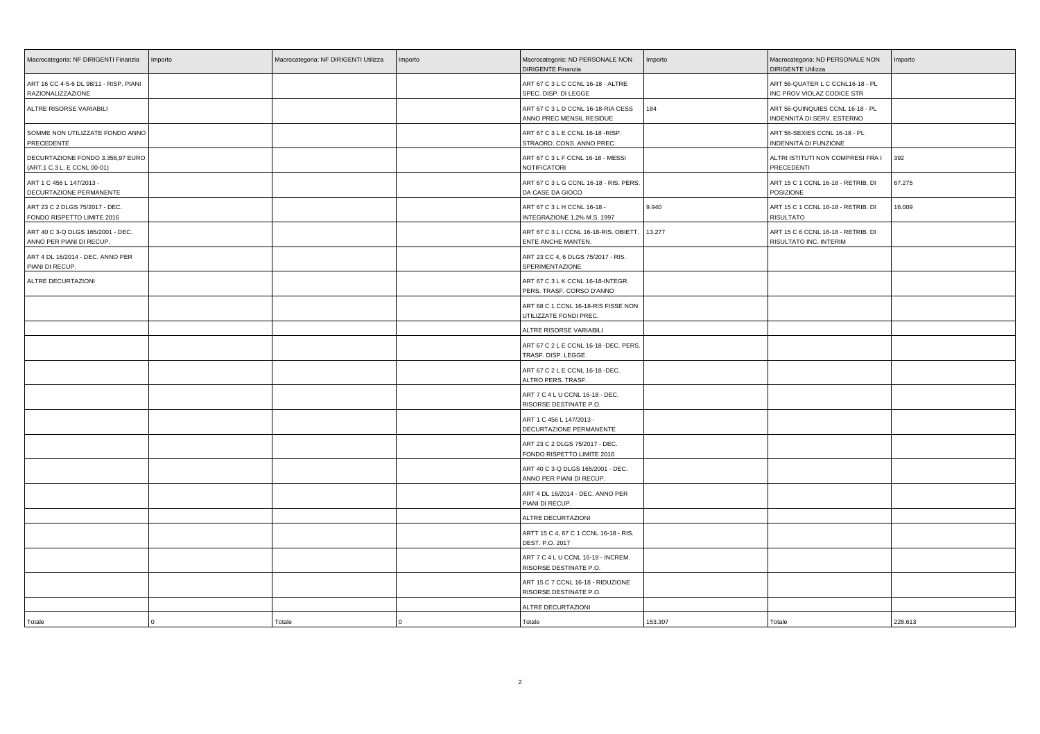| Macrocategoria: NF DIRIGENTI Finanzia | Importo | Macrocategoria: NF DIRIGENTI Utilizza | Importo | Macrocategoria: ND PERSONALE NON DIRIGENTE Finanzia | Importo | Macrocategoria: ND PERSONALE NON DIRIGENTE Utilizza | Importo |
|---|---|---|---|---|---|---|---|
| ART 16 CC 4-5-6 DL 98/11 - RISP. PIANI RAZIONALIZZAZIONE | | | | ART 67 C 3 L C CCNL 16-18 - ALTRE SPEC. DISP. DI LEGGE | | ART 56-QUATER L C CCNL16-18 - PL INC PROV VIOLAZ CODICE STR | |
| ALTRE RISORSE VARIABILI | | | | ART 67 C 3 L D CCNL 16-18-RIA CESS ANNO PREC MENSIL RESIDUE | 184 | ART 56-QUINQUIES CCNL 16-18 - PL INDENNITÀ DI SERV. ESTERNO | |
| SOMME NON UTILIZZATE FONDO ANNO PRECEDENTE | | | | ART 67 C 3 L E CCNL 16-18 -RISP. STRAORD. CONS. ANNO PREC. | | ART 56-SEXIES CCNL 16-18 - PL INDENNITÀ DI FUNZIONE | |
| DECURTAZIONE FONDO 3.356,97 EURO (ART.1 C.3 L. E CCNL 00-01) | | | | ART 67 C 3 L F CCNL 16-18 - MESSI NOTIFICATORI | | ALTRI ISTITUTI NON COMPRESI FRA I PRECEDENTI | 392 |
| ART 1 C 456 L 147/2013 - DECURTAZIONE PERMANENTE | | | | ART 67 C 3 L G CCNL 16-18 - RIS. PERS. DA CASE DA GIOCO | | ART 15 C 1 CCNL 16-18 - RETRIB. DI POSIZIONE | 67.275 |
| ART 23 C 2 DLGS 75/2017 - DEC. FONDO RISPETTO LIMITE 2016 | | | | ART 67 C 3 L H CCNL 16-18 - INTEGRAZIONE 1,2% M.S. 1997 | 9.940 | ART 15 C 1 CCNL 16-18 - RETRIB. DI RISULTATO | 16.009 |
| ART 40 C 3-Q DLGS 165/2001 - DEC. ANNO PER PIANI DI RECUP. | | | | ART 67 C 3 L I CCNL 16-18-RIS. OBIETT. ENTE ANCHE MANTEN. | 13.277 | ART 15 C 6 CCNL 16-18 - RETRIB. DI RISULTATO INC. INTERIM | |
| ART 4 DL 16/2014 - DEC. ANNO PER PIANI DI RECUP. | | | | ART 23 CC 4, 6 DLGS 75/2017 - RIS. SPERIMENTAZIONE | | | |
| ALTRE DECURTAZIONI | | | | ART 67 C 3 L K CCNL 16-18-INTEGR. PERS. TRASF. CORSO D'ANNO | | | |
| | | | | ART 68 C 1 CCNL 16-18-RIS FISSE NON UTILIZZATE FONDI PREC. | | | |
| | | | | ALTRE RISORSE VARIABILI | | | |
| | | | | ART 67 C 2 L E CCNL 16-18 -DEC. PERS. TRASF. DISP. LEGGE | | | |
| | | | | ART 67 C 2 L E CCNL 16-18 -DEC. ALTRO PERS. TRASF. | | | |
| | | | | ART 7 C 4 L U CCNL 16-18 - DEC. RISORSE DESTINATE P.O. | | | |
| | | | | ART 1 C 456 L 147/2013 - DECURTAZIONE PERMANENTE | | | |
| | | | | ART 23 C 2 DLGS 75/2017 - DEC. FONDO RISPETTO LIMITE 2016 | | | |
| | | | | ART 40 C 3-Q DLGS 165/2001 - DEC. ANNO PER PIANI DI RECUP. | | | |
| | | | | ART 4 DL 16/2014 - DEC. ANNO PER PIANI DI RECUP. | | | |
| | | | | ALTRE DECURTAZIONI | | | |
| | | | | ARTT 15 C 4, 67 C 1 CCNL 16-18 - RIS. DEST. P.O. 2017 | | | |
| | | | | ART 7 C 4 L U CCNL 16-18 - INCREM. RISORSE DESTINATE P.O. | | | |
| | | | | ART 15 C 7 CCNL 16-18 - RIDUZIONE RISORSE DESTINATE P.O. | | | |
| | | | | ALTRE DECURTAZIONI | | | |
| Totale | 0 | Totale | 0 | Totale | 153.307 | Totale | 228.613 |